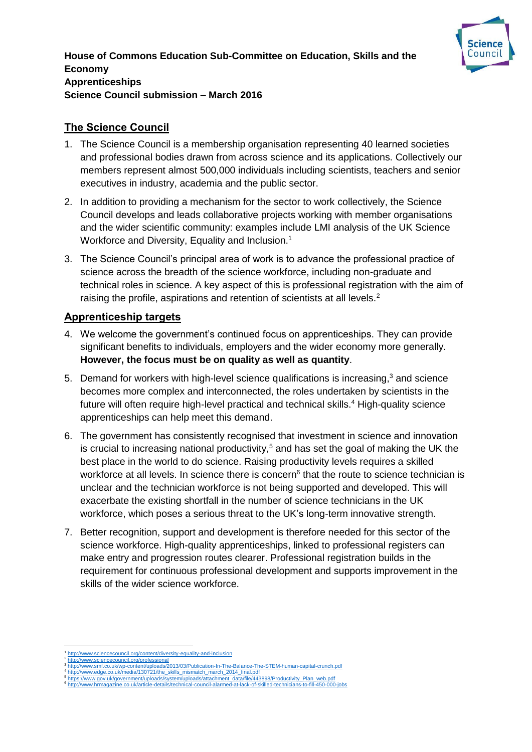**House of Commons Education Sub-Committee on Education, Skills and the Economy**
**Apprenticeships**
**Science Council submission – March 2016**

## The Science Council

1. The Science Council is a membership organisation representing 40 learned societies and professional bodies drawn from across science and its applications. Collectively our members represent almost 500,000 individuals including scientists, teachers and senior executives in industry, academia and the public sector.
2. In addition to providing a mechanism for the sector to work collectively, the Science Council develops and leads collaborative projects working with member organisations and the wider scientific community: examples include LMI analysis of the UK Science Workforce and Diversity, Equality and Inclusion.[1]
3. The Science Council's principal area of work is to advance the professional practice of science across the breadth of the science workforce, including non-graduate and technical roles in science. A key aspect of this is professional registration with the aim of raising the profile, aspirations and retention of scientists at all levels.[2]

## Apprenticeship targets

4. We welcome the government's continued focus on apprenticeships. They can provide significant benefits to individuals, employers and the wider economy more generally. **However, the focus must be on quality as well as quantity**.
5. Demand for workers with high-level science qualifications is increasing,[3] and science becomes more complex and interconnected, the roles undertaken by scientists in the future will often require high-level practical and technical skills.[4] High-quality science apprenticeships can help meet this demand.
6. The government has consistently recognised that investment in science and innovation is crucial to increasing national productivity,[5] and has set the goal of making the UK the best place in the world to do science. Raising productivity levels requires a skilled workforce at all levels. In science there is concern[6] that the route to science technician is unclear and the technician workforce is not being supported and developed. This will exacerbate the existing shortfall in the number of science technicians in the UK workforce, which poses a serious threat to the UK's long-term innovative strength.
7. Better recognition, support and development is therefore needed for this sector of the science workforce. High-quality apprenticeships, linked to professional registers can make entry and progression routes clearer. Professional registration builds in the requirement for continuous professional development and supports improvement in the skills of the wider science workforce.

---

[1] http://www.sciencecouncil.org/content/diversity-equality-and-inclusion
[2] http://www.sciencecouncil.org/professional
[3] http://www.smf.co.uk/wp-content/uploads/2013/03/Publication-In-The-Balance-The-STEM-human-capital-crunch.pdf
[4] http://www.edge.co.uk/media/130721/the_skills_mismatch_march_2014_final.pdf
[5] https://www.gov.uk/government/uploads/system/uploads/attachment_data/file/443898/Productivity_Plan_web.pdf
[6] http://www.hrmagazine.co.uk/article-details/technical-council-alarmed-at-lack-of-skilled-technicians-to-fill-450-000-jobs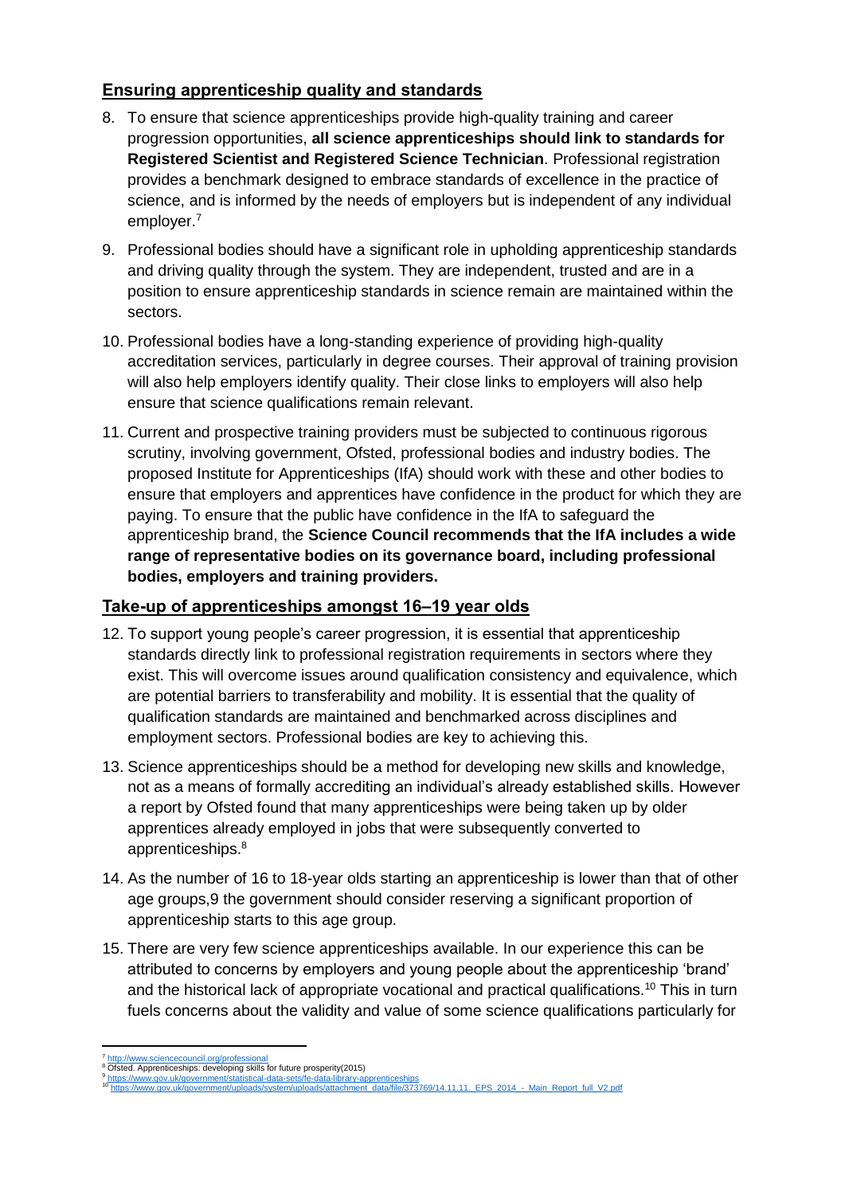## Ensuring apprenticeship quality and standards

8. To ensure that science apprenticeships provide high-quality training and career progression opportunities, **all science apprenticeships should link to standards for Registered Scientist and Registered Science Technician**. Professional registration provides a benchmark designed to embrace standards of excellence in the practice of science, and is informed by the needs of employers but is independent of any individual employer.[7]

9. Professional bodies should have a significant role in upholding apprenticeship standards and driving quality through the system. They are independent, trusted and are in a position to ensure apprenticeship standards in science remain are maintained within the sectors.

10. Professional bodies have a long-standing experience of providing high-quality accreditation services, particularly in degree courses. Their approval of training provision will also help employers identify quality. Their close links to employers will also help ensure that science qualifications remain relevant.

11. Current and prospective training providers must be subjected to continuous rigorous scrutiny, involving government, Ofsted, professional bodies and industry bodies. The proposed Institute for Apprenticeships (IfA) should work with these and other bodies to ensure that employers and apprentices have confidence in the product for which they are paying. To ensure that the public have confidence in the IfA to safeguard the apprenticeship brand, the **Science Council recommends that the IfA includes a wide range of representative bodies on its governance board, including professional bodies, employers and training providers.**

## Take-up of apprenticeships amongst 16–19 year olds

12. To support young people's career progression, it is essential that apprenticeship standards directly link to professional registration requirements in sectors where they exist. This will overcome issues around qualification consistency and equivalence, which are potential barriers to transferability and mobility. It is essential that the quality of qualification standards are maintained and benchmarked across disciplines and employment sectors. Professional bodies are key to achieving this.

13. Science apprenticeships should be a method for developing new skills and knowledge, not as a means of formally accrediting an individual's already established skills. However a report by Ofsted found that many apprenticeships were being taken up by older apprentices already employed in jobs that were subsequently converted to apprenticeships.[8]

14. As the number of 16 to 18-year olds starting an apprenticeship is lower than that of other age groups,9 the government should consider reserving a significant proportion of apprenticeship starts to this age group.

15. There are very few science apprenticeships available. In our experience this can be attributed to concerns by employers and young people about the apprenticeship 'brand' and the historical lack of appropriate vocational and practical qualifications.[10] This in turn fuels concerns about the validity and value of some science qualifications particularly for

---

[7] http://www.sciencecouncil.org/professional

[8] Ofsted. Apprenticeships: developing skills for future prosperity(2015)

[9] https://www.gov.uk/government/statistical-data-sets/fe-data-library-apprenticeships

[10] https://www.gov.uk/government/uploads/system/uploads/attachment_data/file/373769/14.11.11._EPS_2014_-_Main_Report_full_V2.pdf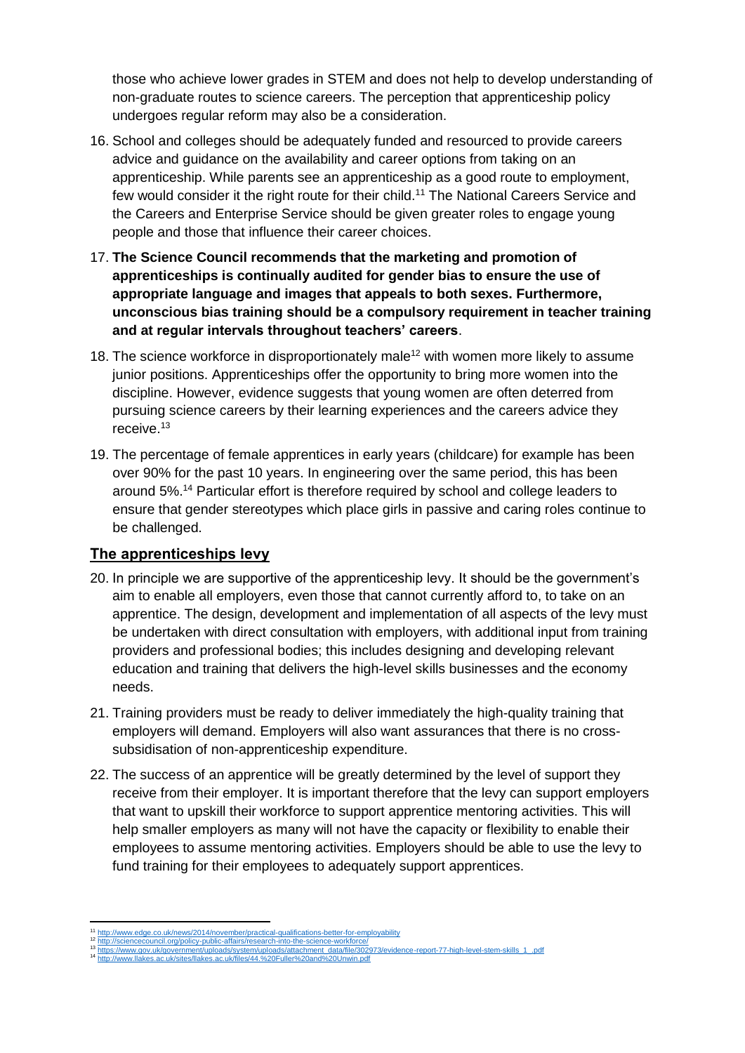those who achieve lower grades in STEM and does not help to develop understanding of non-graduate routes to science careers. The perception that apprenticeship policy undergoes regular reform may also be a consideration.

16. School and colleges should be adequately funded and resourced to provide careers advice and guidance on the availability and career options from taking on an apprenticeship. While parents see an apprenticeship as a good route to employment, few would consider it the right route for their child.[11] The National Careers Service and the Careers and Enterprise Service should be given greater roles to engage young people and those that influence their career choices.

17. **The Science Council recommends that the marketing and promotion of apprenticeships is continually audited for gender bias to ensure the use of appropriate language and images that appeals to both sexes. Furthermore, unconscious bias training should be a compulsory requirement in teacher training and at regular intervals throughout teachers' careers**.

18. The science workforce in disproportionately male[12] with women more likely to assume junior positions. Apprenticeships offer the opportunity to bring more women into the discipline. However, evidence suggests that young women are often deterred from pursuing science careers by their learning experiences and the careers advice they receive.[13]

19. The percentage of female apprentices in early years (childcare) for example has been over 90% for the past 10 years. In engineering over the same period, this has been around 5%.[14] Particular effort is therefore required by school and college leaders to ensure that gender stereotypes which place girls in passive and caring roles continue to be challenged.

## The apprenticeships levy

20. In principle we are supportive of the apprenticeship levy. It should be the government's aim to enable all employers, even those that cannot currently afford to, to take on an apprentice. The design, development and implementation of all aspects of the levy must be undertaken with direct consultation with employers, with additional input from training providers and professional bodies; this includes designing and developing relevant education and training that delivers the high-level skills businesses and the economy needs.

21. Training providers must be ready to deliver immediately the high-quality training that employers will demand. Employers will also want assurances that there is no cross-subsidisation of non-apprenticeship expenditure.

22. The success of an apprentice will be greatly determined by the level of support they receive from their employer. It is important therefore that the levy can support employers that want to upskill their workforce to support apprentice mentoring activities. This will help smaller employers as many will not have the capacity or flexibility to enable their employees to assume mentoring activities. Employers should be able to use the levy to fund training for their employees to adequately support apprentices.

---

[11] http://www.edge.co.uk/news/2014/november/practical-qualifications-better-for-employability

[12] http://sciencecouncil.org/policy-public-affairs/research-into-the-science-workforce/

[13] https://www.gov.uk/government/uploads/system/uploads/attachment_data/file/302973/evidence-report-77-high-level-stem-skills_1_.pdf

[14] http://www.llakes.ac.uk/sites/llakes.ac.uk/files/44.%20Fuller%20and%20Unwin.pdf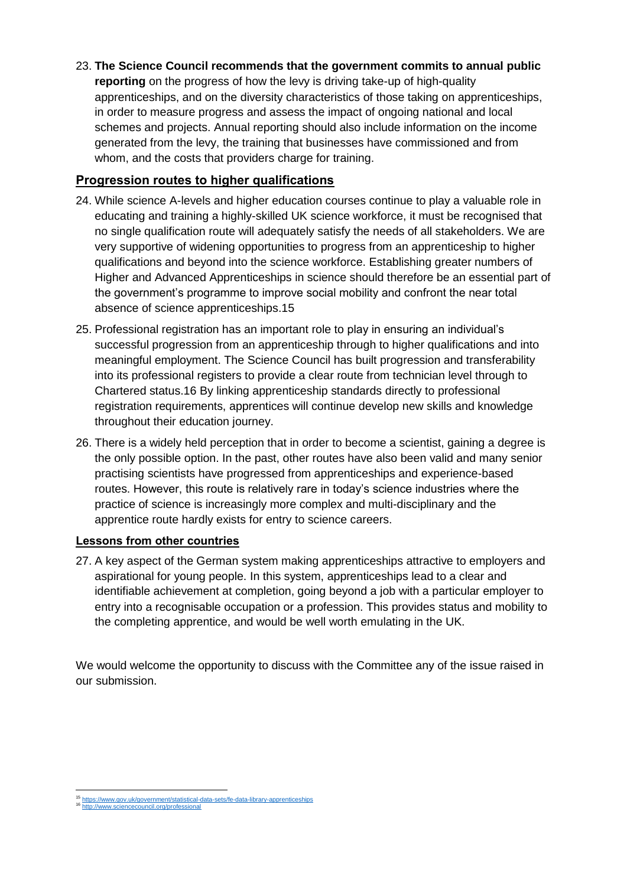23. **The Science Council recommends that the government commits to annual public reporting** on the progress of how the levy is driving take-up of high-quality apprenticeships, and on the diversity characteristics of those taking on apprenticeships, in order to measure progress and assess the impact of ongoing national and local schemes and projects. Annual reporting should also include information on the income generated from the levy, the training that businesses have commissioned and from whom, and the costs that providers charge for training.

## Progression routes to higher qualifications

24. While science A-levels and higher education courses continue to play a valuable role in educating and training a highly-skilled UK science workforce, it must be recognised that no single qualification route will adequately satisfy the needs of all stakeholders. We are very supportive of widening opportunities to progress from an apprenticeship to higher qualifications and beyond into the science workforce. Establishing greater numbers of Higher and Advanced Apprenticeships in science should therefore be an essential part of the government's programme to improve social mobility and confront the near total absence of science apprenticeships.[15]

25. Professional registration has an important role to play in ensuring an individual's successful progression from an apprenticeship through to higher qualifications and into meaningful employment. The Science Council has built progression and transferability into its professional registers to provide a clear route from technician level through to Chartered status.[16] By linking apprenticeship standards directly to professional registration requirements, apprentices will continue develop new skills and knowledge throughout their education journey.

26. There is a widely held perception that in order to become a scientist, gaining a degree is the only possible option. In the past, other routes have also been valid and many senior practising scientists have progressed from apprenticeships and experience-based routes. However, this route is relatively rare in today's science industries where the practice of science is increasingly more complex and multi-disciplinary and the apprentice route hardly exists for entry to science careers.

## Lessons from other countries

27. A key aspect of the German system making apprenticeships attractive to employers and aspirational for young people. In this system, apprenticeships lead to a clear and identifiable achievement at completion, going beyond a job with a particular employer to entry into a recognisable occupation or a profession. This provides status and mobility to the completing apprentice, and would be well worth emulating in the UK.

We would welcome the opportunity to discuss with the Committee any of the issue raised in our submission.

---

[15] https://www.gov.uk/government/statistical-data-sets/fe-data-library-apprenticeships

[16] http://www.sciencecouncil.org/professional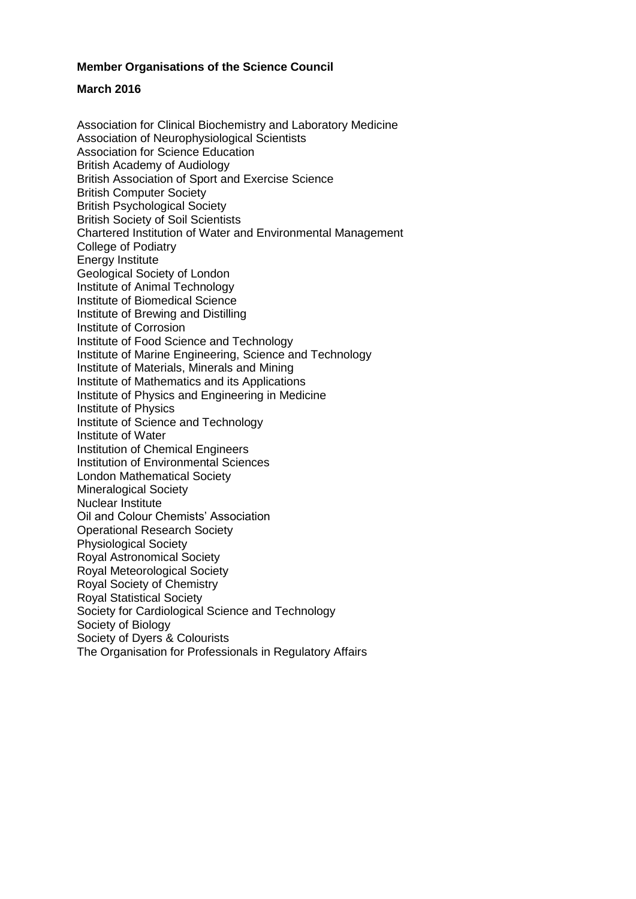**Member Organisations of the Science Council**

**March 2016**

Association for Clinical Biochemistry and Laboratory Medicine
Association of Neurophysiological Scientists
Association for Science Education
British Academy of Audiology
British Association of Sport and Exercise Science
British Computer Society
British Psychological Society
British Society of Soil Scientists
Chartered Institution of Water and Environmental Management
College of Podiatry
Energy Institute
Geological Society of London
Institute of Animal Technology
Institute of Biomedical Science
Institute of Brewing and Distilling
Institute of Corrosion
Institute of Food Science and Technology
Institute of Marine Engineering, Science and Technology
Institute of Materials, Minerals and Mining
Institute of Mathematics and its Applications
Institute of Physics and Engineering in Medicine
Institute of Physics
Institute of Science and Technology
Institute of Water
Institution of Chemical Engineers
Institution of Environmental Sciences
London Mathematical Society
Mineralogical Society
Nuclear Institute
Oil and Colour Chemists' Association
Operational Research Society
Physiological Society
Royal Astronomical Society
Royal Meteorological Society
Royal Society of Chemistry
Royal Statistical Society
Society for Cardiological Science and Technology
Society of Biology
Society of Dyers & Colourists
The Organisation for Professionals in Regulatory Affairs